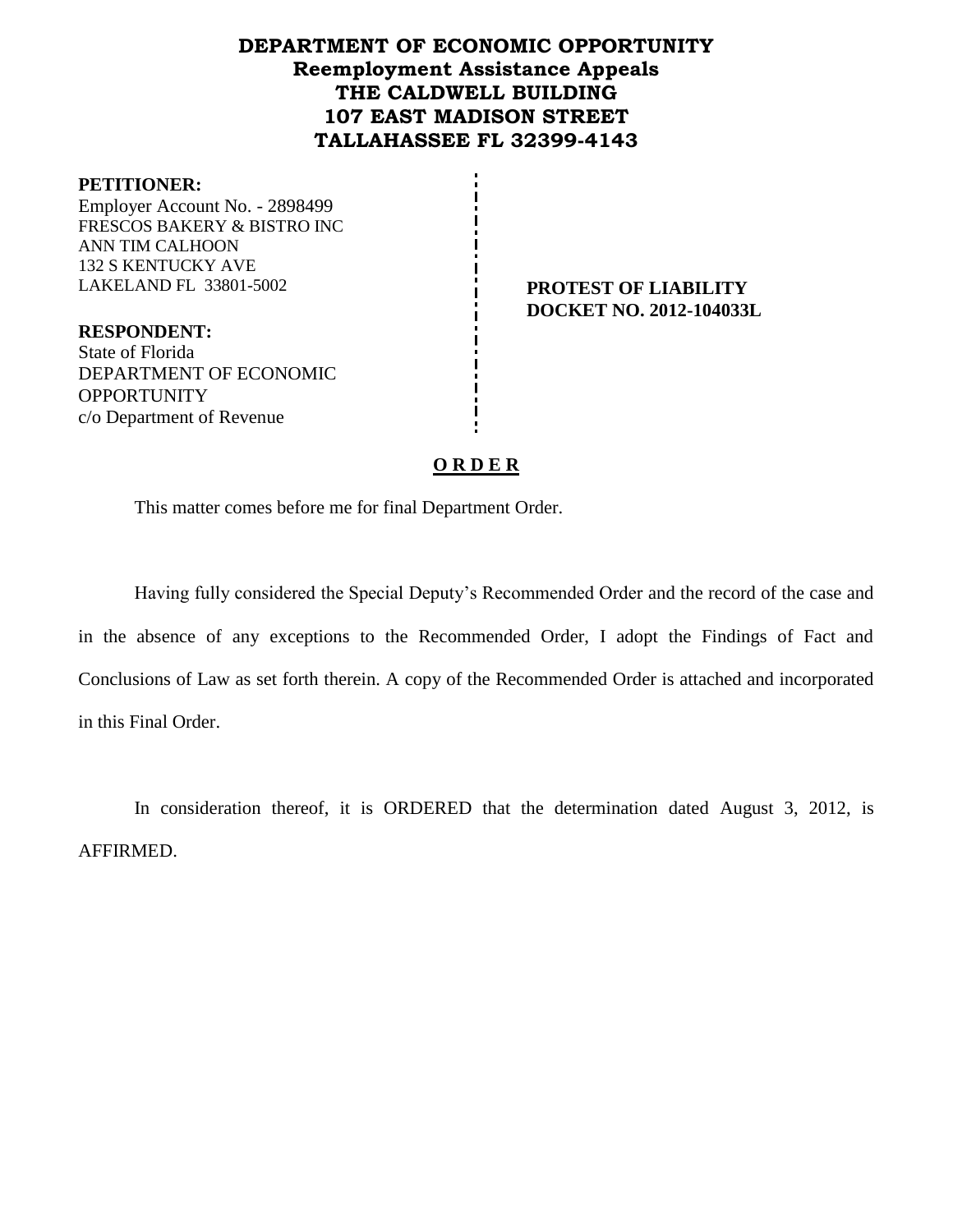# DEPARTMENT OF ECONOMIC OPPORTUNITY
## Reemployment Assistance Appeals
## THE CALDWELL BUILDING
## 107 EAST MADISON STREET
## TALLAHASSEE FL 32399-4143

**PETITIONER:**
Employer Account No. - 2898499
FRESCOS BAKERY & BISTRO INC
ANN TIM CALHOON
132 S KENTUCKY AVE
LAKELAND FL 33801-5002

**PROTEST OF LIABILITY**
**DOCKET NO. 2012-104033L**

**RESPONDENT:**
State of Florida
DEPARTMENT OF ECONOMIC OPPORTUNITY
c/o Department of Revenue

## O R D E R

This matter comes before me for final Department Order.

Having fully considered the Special Deputy's Recommended Order and the record of the case and in the absence of any exceptions to the Recommended Order, I adopt the Findings of Fact and Conclusions of Law as set forth therein. A copy of the Recommended Order is attached and incorporated in this Final Order.

In consideration thereof, it is ORDERED that the determination dated August 3, 2012, is AFFIRMED.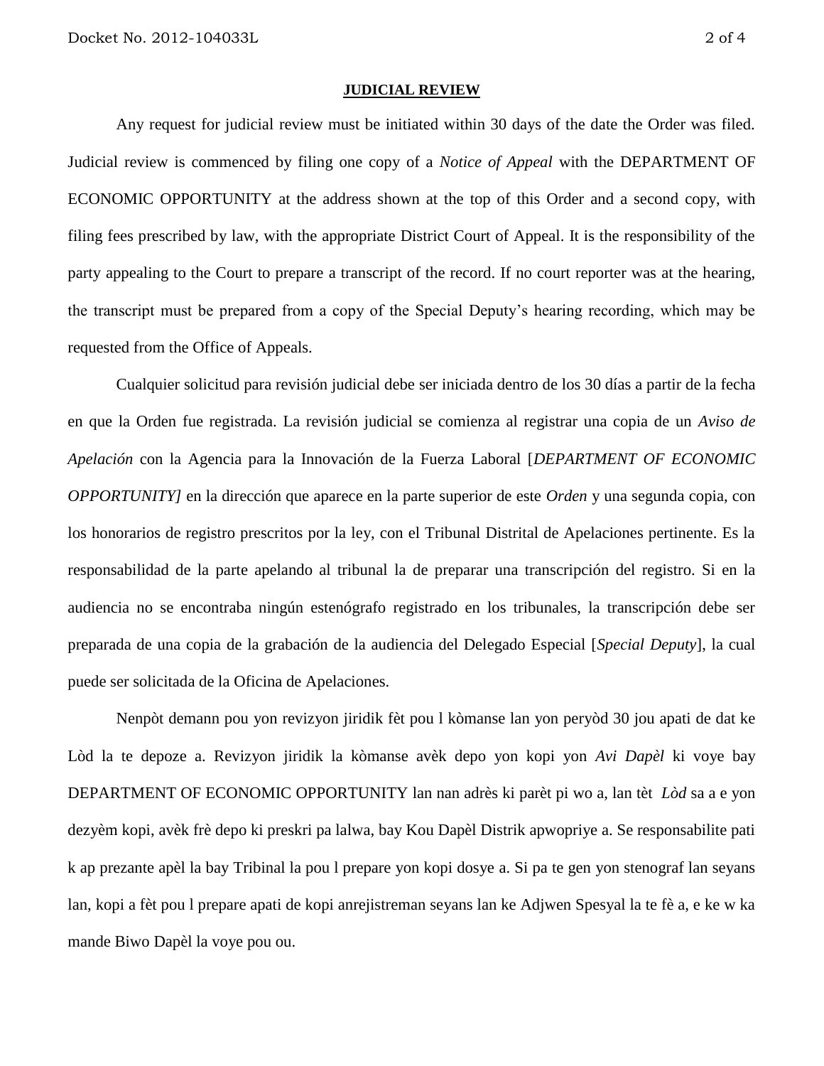**JUDICIAL REVIEW**

Any request for judicial review must be initiated within 30 days of the date the Order was filed. Judicial review is commenced by filing one copy of a *Notice of Appeal* with the DEPARTMENT OF ECONOMIC OPPORTUNITY at the address shown at the top of this Order and a second copy, with filing fees prescribed by law, with the appropriate District Court of Appeal. It is the responsibility of the party appealing to the Court to prepare a transcript of the record. If no court reporter was at the hearing, the transcript must be prepared from a copy of the Special Deputy's hearing recording, which may be requested from the Office of Appeals.

Cualquier solicitud para revisión judicial debe ser iniciada dentro de los 30 días a partir de la fecha en que la Orden fue registrada. La revisión judicial se comienza al registrar una copia de un *Aviso de Apelación* con la Agencia para la Innovación de la Fuerza Laboral [*DEPARTMENT OF ECONOMIC OPPORTUNITY]* en la dirección que aparece en la parte superior de este *Orden* y una segunda copia, con los honorarios de registro prescritos por la ley, con el Tribunal Distrital de Apelaciones pertinente. Es la responsabilidad de la parte apelando al tribunal la de preparar una transcripción del registro. Si en la audiencia no se encontraba ningún estenógrafo registrado en los tribunales, la transcripción debe ser preparada de una copia de la grabación de la audiencia del Delegado Especial [*Special Deputy*], la cual puede ser solicitada de la Oficina de Apelaciones.

Nenpòt demann pou yon revizyon jiridik fèt pou l kòmanse lan yon peryòd 30 jou apati de dat ke Lòd la te depoze a. Revizyon jiridik la kòmanse avèk depo yon kopi yon *Avi Dapèl* ki voye bay DEPARTMENT OF ECONOMIC OPPORTUNITY lan nan adrès ki parèt pi wo a, lan tèt *Lòd* sa a e yon dezyèm kopi, avèk frè depo ki preskri pa lalwa, bay Kou Dapèl Distrik apwopriye a. Se responsabilite pati k ap prezante apèl la bay Tribinal la pou l prepare yon kopi dosye a. Si pa te gen yon stenograf lan seyans lan, kopi a fèt pou l prepare apati de kopi anrejistreman seyans lan ke Adjwen Spesyal la te fè a, e ke w ka mande Biwo Dapèl la voye pou ou.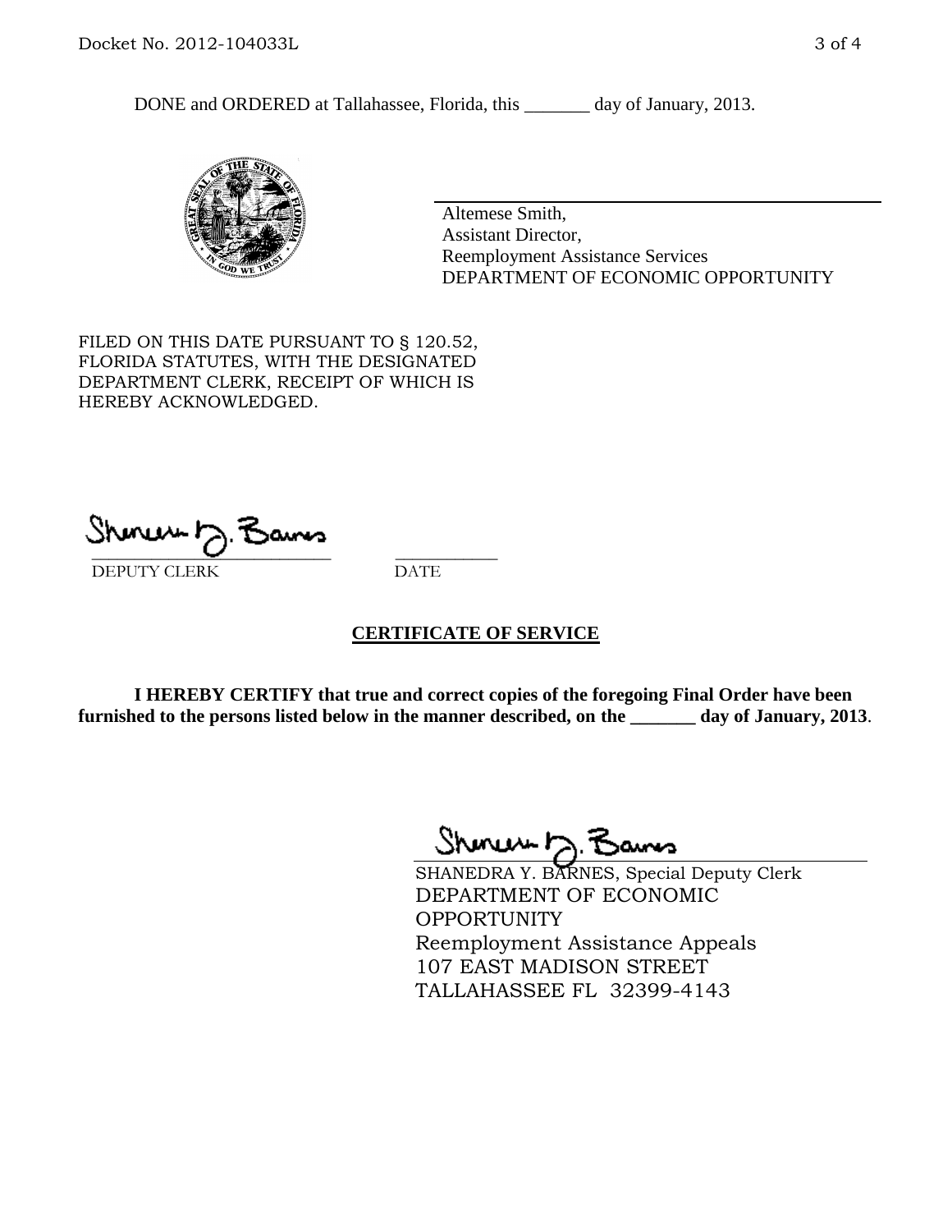DONE and ORDERED at Tallahassee, Florida, this _______ day of January, 2013.

Altemese Smith,
Assistant Director,
Reemployment Assistance Services
DEPARTMENT OF ECONOMIC OPPORTUNITY

FILED ON THIS DATE PURSUANT TO § 120.52, FLORIDA STATUTES, WITH THE DESIGNATED DEPARTMENT CLERK, RECEIPT OF WHICH IS HEREBY ACKNOWLEDGED.

_____________________________ ___________
DEPUTY CLERK DATE

## CERTIFICATE OF SERVICE

**I HEREBY CERTIFY that true and correct copies of the foregoing Final Order have been furnished to the persons listed below in the manner described, on the _______ day of January, 2013**.

SHANEDRA Y. BARNES, Special Deputy Clerk
DEPARTMENT OF ECONOMIC OPPORTUNITY
Reemployment Assistance Appeals
107 EAST MADISON STREET
TALLAHASSEE FL 32399-4143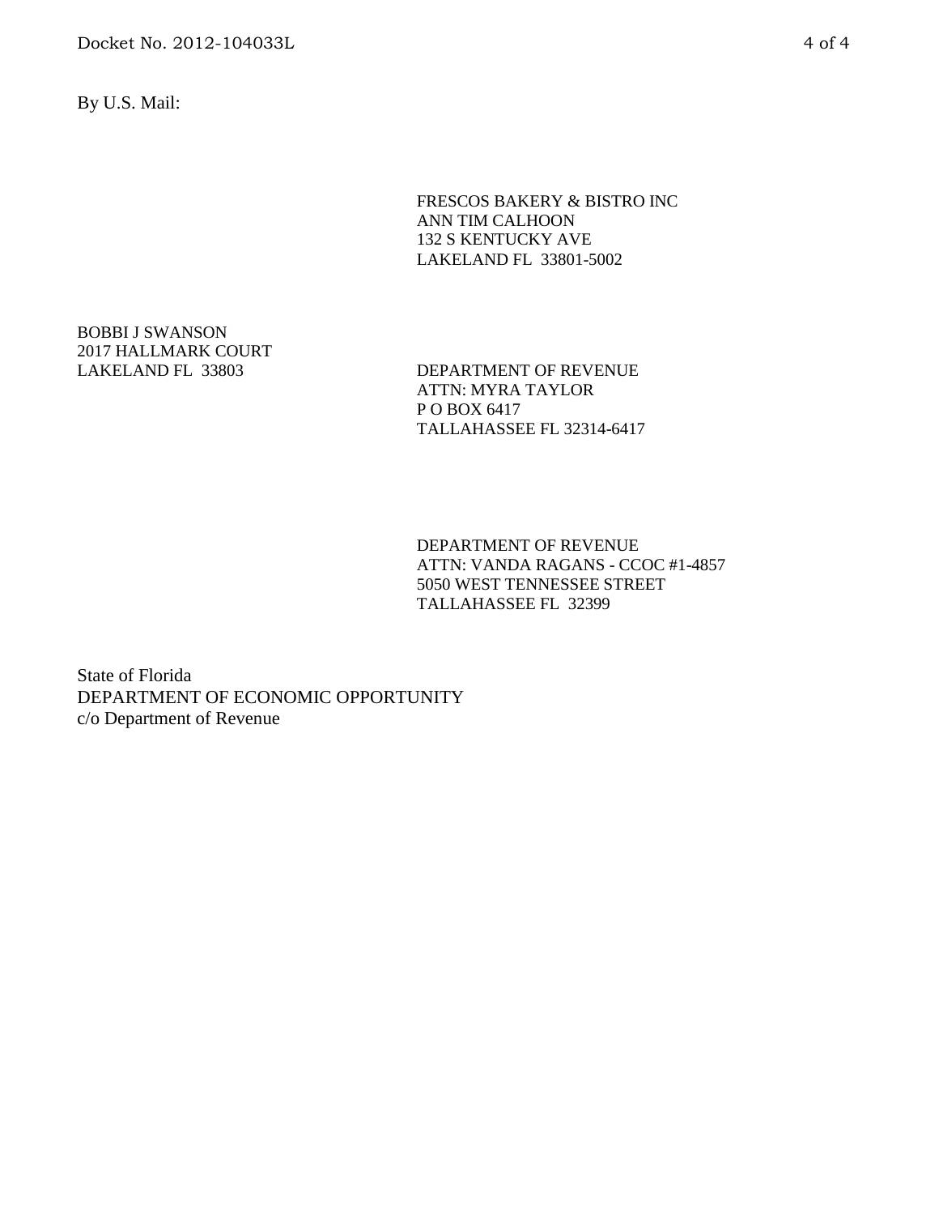By U.S. Mail:

FRESCOS BAKERY & BISTRO INC
ANN TIM CALHOON
132 S KENTUCKY AVE
LAKELAND FL 33801-5002

BOBBI J SWANSON
2017 HALLMARK COURT
LAKELAND FL 33803

DEPARTMENT OF REVENUE
ATTN: MYRA TAYLOR
P O BOX 6417
TALLAHASSEE FL 32314-6417

DEPARTMENT OF REVENUE
ATTN: VANDA RAGANS - CCOC #1-4857
5050 WEST TENNESSEE STREET
TALLAHASSEE FL 32399

State of Florida
DEPARTMENT OF ECONOMIC OPPORTUNITY
c/o Department of Revenue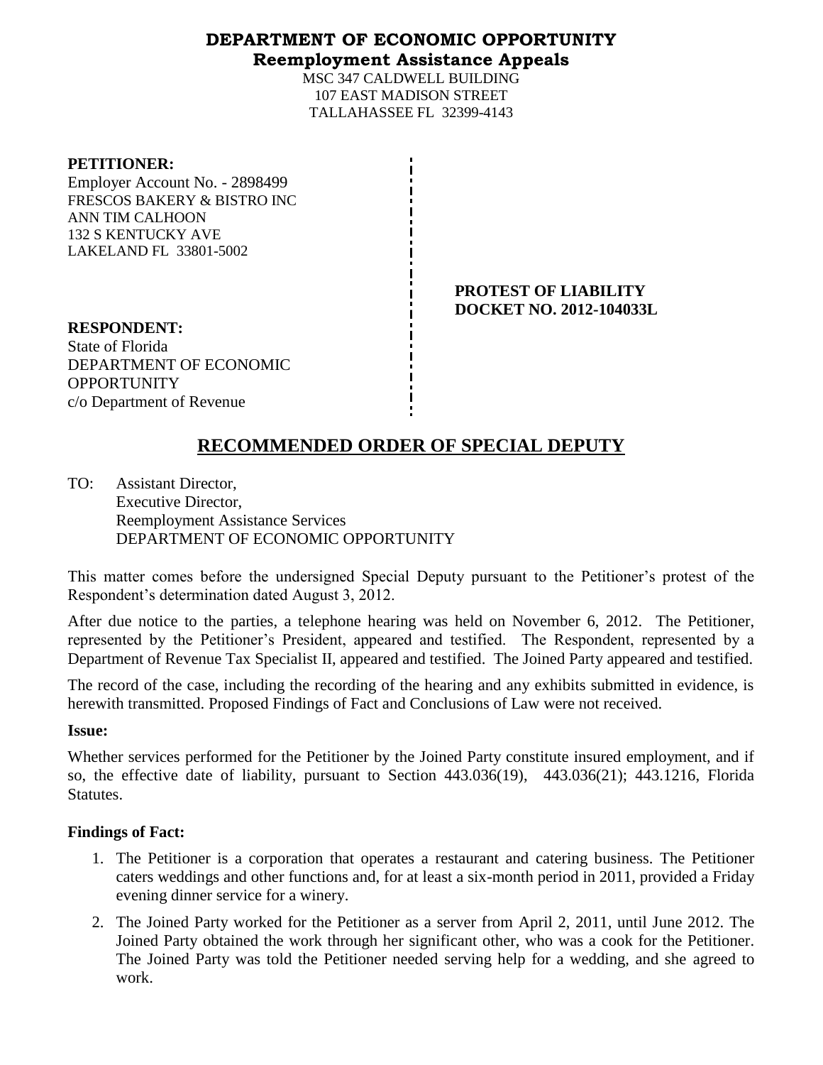**DEPARTMENT OF ECONOMIC OPPORTUNITY**
**Reemployment Assistance Appeals**

MSC 347 CALDWELL BUILDING
107 EAST MADISON STREET
TALLAHASSEE FL 32399-4143

**PETITIONER:**
Employer Account No. - 2898499
FRESCOS BAKERY & BISTRO INC
ANN TIM CALHOON
132 S KENTUCKY AVE
LAKELAND FL 33801-5002

**PROTEST OF LIABILITY**
**DOCKET NO. 2012-104033L**

**RESPONDENT:**
State of Florida
DEPARTMENT OF ECONOMIC OPPORTUNITY
c/o Department of Revenue

# RECOMMENDED ORDER OF SPECIAL DEPUTY

TO: Assistant Director,
Executive Director,
Reemployment Assistance Services
DEPARTMENT OF ECONOMIC OPPORTUNITY

This matter comes before the undersigned Special Deputy pursuant to the Petitioner's protest of the Respondent's determination dated August 3, 2012.

After due notice to the parties, a telephone hearing was held on November 6, 2012. The Petitioner, represented by the Petitioner's President, appeared and testified. The Respondent, represented by a Department of Revenue Tax Specialist II, appeared and testified. The Joined Party appeared and testified.

The record of the case, including the recording of the hearing and any exhibits submitted in evidence, is herewith transmitted. Proposed Findings of Fact and Conclusions of Law were not received.

**Issue:**

Whether services performed for the Petitioner by the Joined Party constitute insured employment, and if so, the effective date of liability, pursuant to Section 443.036(19), 443.036(21); 443.1216, Florida Statutes.

**Findings of Fact:**

1. The Petitioner is a corporation that operates a restaurant and catering business. The Petitioner caters weddings and other functions and, for at least a six-month period in 2011, provided a Friday evening dinner service for a winery.
2. The Joined Party worked for the Petitioner as a server from April 2, 2011, until June 2012. The Joined Party obtained the work through her significant other, who was a cook for the Petitioner. The Joined Party was told the Petitioner needed serving help for a wedding, and she agreed to work.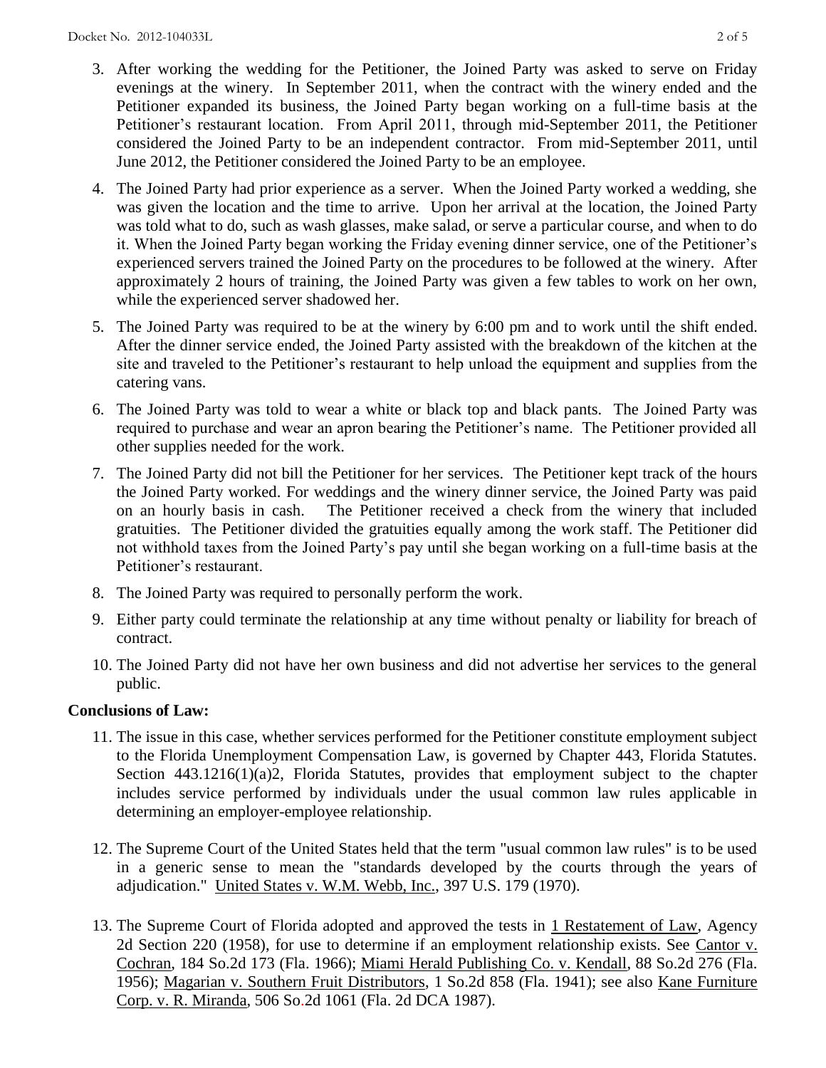3. After working the wedding for the Petitioner, the Joined Party was asked to serve on Friday evenings at the winery. In September 2011, when the contract with the winery ended and the Petitioner expanded its business, the Joined Party began working on a full-time basis at the Petitioner's restaurant location. From April 2011, through mid-September 2011, the Petitioner considered the Joined Party to be an independent contractor. From mid-September 2011, until June 2012, the Petitioner considered the Joined Party to be an employee.

4. The Joined Party had prior experience as a server. When the Joined Party worked a wedding, she was given the location and the time to arrive. Upon her arrival at the location, the Joined Party was told what to do, such as wash glasses, make salad, or serve a particular course, and when to do it. When the Joined Party began working the Friday evening dinner service, one of the Petitioner's experienced servers trained the Joined Party on the procedures to be followed at the winery. After approximately 2 hours of training, the Joined Party was given a few tables to work on her own, while the experienced server shadowed her.

5. The Joined Party was required to be at the winery by 6:00 pm and to work until the shift ended. After the dinner service ended, the Joined Party assisted with the breakdown of the kitchen at the site and traveled to the Petitioner's restaurant to help unload the equipment and supplies from the catering vans.

6. The Joined Party was told to wear a white or black top and black pants. The Joined Party was required to purchase and wear an apron bearing the Petitioner's name. The Petitioner provided all other supplies needed for the work.

7. The Joined Party did not bill the Petitioner for her services. The Petitioner kept track of the hours the Joined Party worked. For weddings and the winery dinner service, the Joined Party was paid on an hourly basis in cash. The Petitioner received a check from the winery that included gratuities. The Petitioner divided the gratuities equally among the work staff. The Petitioner did not withhold taxes from the Joined Party's pay until she began working on a full-time basis at the Petitioner's restaurant.

8. The Joined Party was required to personally perform the work.

9. Either party could terminate the relationship at any time without penalty or liability for breach of contract.

10. The Joined Party did not have her own business and did not advertise her services to the general public.

**Conclusions of Law:**

11. The issue in this case, whether services performed for the Petitioner constitute employment subject to the Florida Unemployment Compensation Law, is governed by Chapter 443, Florida Statutes. Section 443.1216(1)(a)2, Florida Statutes, provides that employment subject to the chapter includes service performed by individuals under the usual common law rules applicable in determining an employer-employee relationship.

12. The Supreme Court of the United States held that the term "usual common law rules" is to be used in a generic sense to mean the "standards developed by the courts through the years of adjudication." United States v. W.M. Webb, Inc., 397 U.S. 179 (1970).

13. The Supreme Court of Florida adopted and approved the tests in 1 Restatement of Law, Agency 2d Section 220 (1958), for use to determine if an employment relationship exists. See Cantor v. Cochran, 184 So.2d 173 (Fla. 1966); Miami Herald Publishing Co. v. Kendall, 88 So.2d 276 (Fla. 1956); Magarian v. Southern Fruit Distributors, 1 So.2d 858 (Fla. 1941); see also Kane Furniture Corp. v. R. Miranda, 506 So.2d 1061 (Fla. 2d DCA 1987).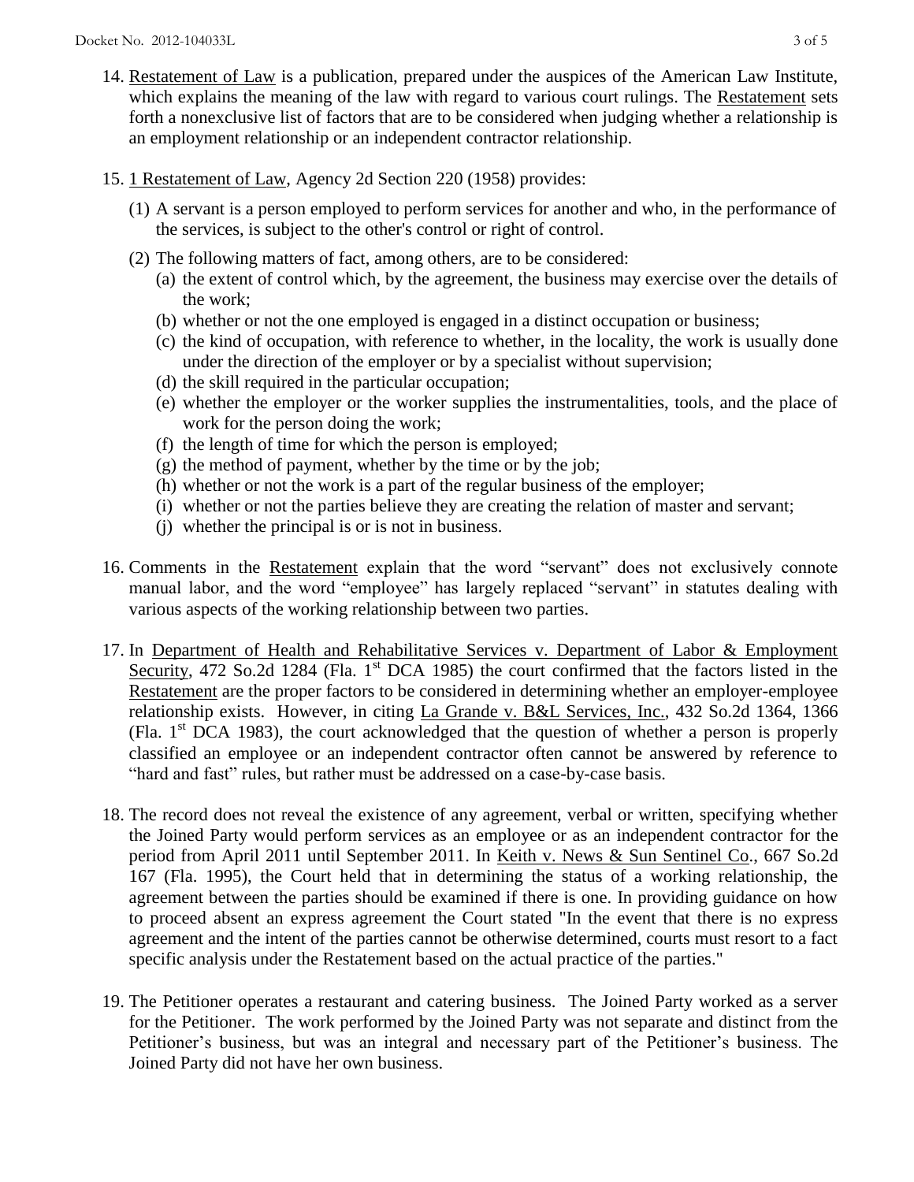14. Restatement of Law is a publication, prepared under the auspices of the American Law Institute, which explains the meaning of the law with regard to various court rulings. The Restatement sets forth a nonexclusive list of factors that are to be considered when judging whether a relationship is an employment relationship or an independent contractor relationship.

15. 1 Restatement of Law, Agency 2d Section 220 (1958) provides:

    (1) A servant is a person employed to perform services for another and who, in the performance of the services, is subject to the other's control or right of control.

    (2) The following matters of fact, among others, are to be considered:

    (a) the extent of control which, by the agreement, the business may exercise over the details of the work;
    (b) whether or not the one employed is engaged in a distinct occupation or business;
    (c) the kind of occupation, with reference to whether, in the locality, the work is usually done under the direction of the employer or by a specialist without supervision;
    (d) the skill required in the particular occupation;
    (e) whether the employer or the worker supplies the instrumentalities, tools, and the place of work for the person doing the work;
    (f) the length of time for which the person is employed;
    (g) the method of payment, whether by the time or by the job;
    (h) whether or not the work is a part of the regular business of the employer;
    (i) whether or not the parties believe they are creating the relation of master and servant;
    (j) whether the principal is or is not in business.

16. Comments in the Restatement explain that the word "servant" does not exclusively connote manual labor, and the word "employee" has largely replaced "servant" in statutes dealing with various aspects of the working relationship between two parties.

17. In Department of Health and Rehabilitative Services v. Department of Labor & Employment Security, 472 So.2d 1284 (Fla. 1st DCA 1985) the court confirmed that the factors listed in the Restatement are the proper factors to be considered in determining whether an employer-employee relationship exists. However, in citing La Grande v. B&L Services, Inc., 432 So.2d 1364, 1366 (Fla. 1st DCA 1983), the court acknowledged that the question of whether a person is properly classified an employee or an independent contractor often cannot be answered by reference to "hard and fast" rules, but rather must be addressed on a case-by-case basis.

18. The record does not reveal the existence of any agreement, verbal or written, specifying whether the Joined Party would perform services as an employee or as an independent contractor for the period from April 2011 until September 2011. In Keith v. News & Sun Sentinel Co., 667 So.2d 167 (Fla. 1995), the Court held that in determining the status of a working relationship, the agreement between the parties should be examined if there is one. In providing guidance on how to proceed absent an express agreement the Court stated "In the event that there is no express agreement and the intent of the parties cannot be otherwise determined, courts must resort to a fact specific analysis under the Restatement based on the actual practice of the parties."

19. The Petitioner operates a restaurant and catering business. The Joined Party worked as a server for the Petitioner. The work performed by the Joined Party was not separate and distinct from the Petitioner's business, but was an integral and necessary part of the Petitioner's business. The Joined Party did not have her own business.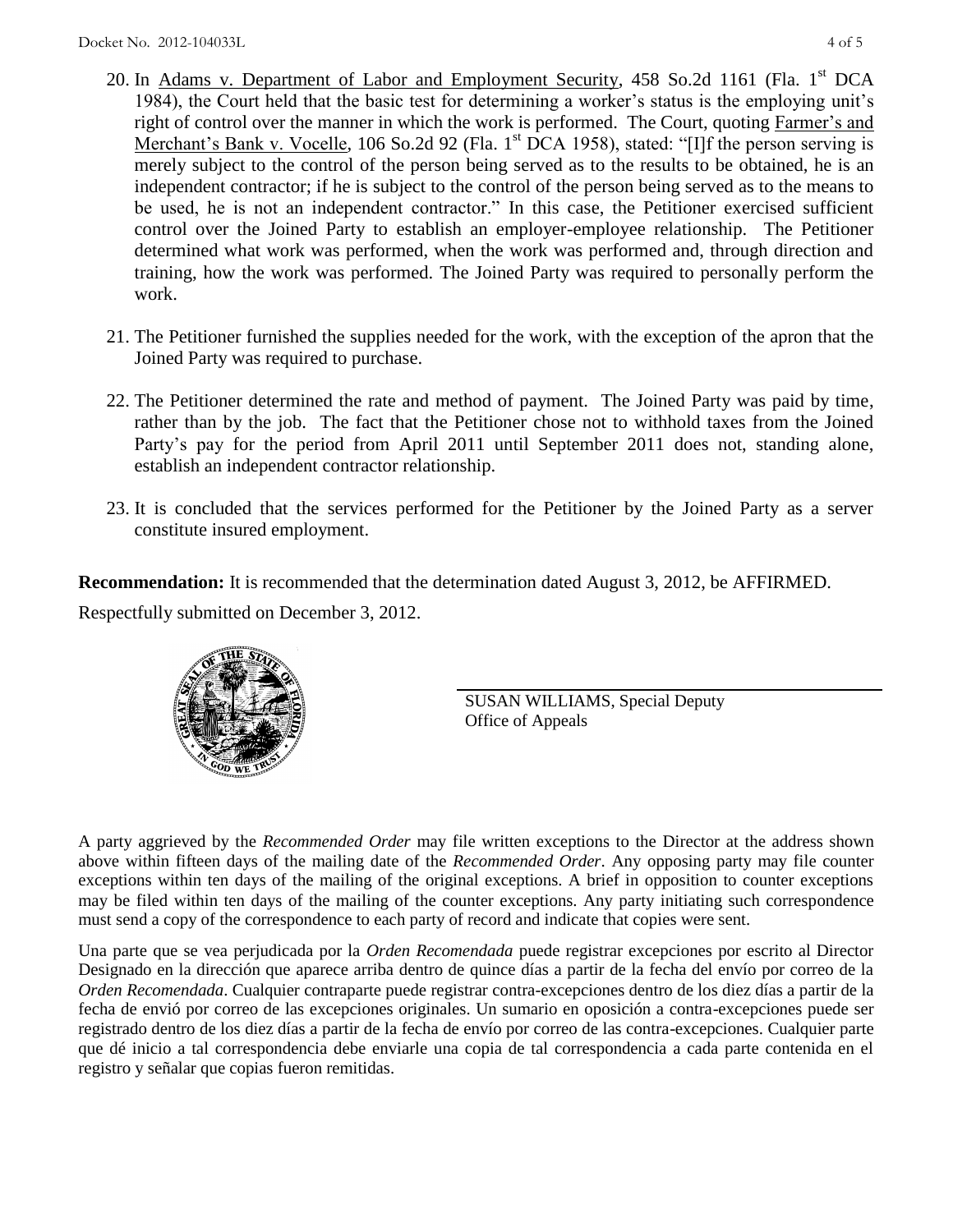20. In Adams v. Department of Labor and Employment Security, 458 So.2d 1161 (Fla. 1st DCA 1984), the Court held that the basic test for determining a worker's status is the employing unit's right of control over the manner in which the work is performed. The Court, quoting Farmer's and Merchant's Bank v. Vocelle, 106 So.2d 92 (Fla. 1st DCA 1958), stated: "[I]f the person serving is merely subject to the control of the person being served as to the results to be obtained, he is an independent contractor; if he is subject to the control of the person being served as to the means to be used, he is not an independent contractor." In this case, the Petitioner exercised sufficient control over the Joined Party to establish an employer-employee relationship. The Petitioner determined what work was performed, when the work was performed and, through direction and training, how the work was performed. The Joined Party was required to personally perform the work.

21. The Petitioner furnished the supplies needed for the work, with the exception of the apron that the Joined Party was required to purchase.

22. The Petitioner determined the rate and method of payment. The Joined Party was paid by time, rather than by the job. The fact that the Petitioner chose not to withhold taxes from the Joined Party's pay for the period from April 2011 until September 2011 does not, standing alone, establish an independent contractor relationship.

23. It is concluded that the services performed for the Petitioner by the Joined Party as a server constitute insured employment.

**Recommendation:** It is recommended that the determination dated August 3, 2012, be AFFIRMED.

Respectfully submitted on December 3, 2012.

SUSAN WILLIAMS, Special Deputy
Office of Appeals

A party aggrieved by the *Recommended Order* may file written exceptions to the Director at the address shown above within fifteen days of the mailing date of the *Recommended Order*. Any opposing party may file counter exceptions within ten days of the mailing of the original exceptions. A brief in opposition to counter exceptions may be filed within ten days of the mailing of the counter exceptions. Any party initiating such correspondence must send a copy of the correspondence to each party of record and indicate that copies were sent.

Una parte que se vea perjudicada por la *Orden Recomendada* puede registrar excepciones por escrito al Director Designado en la dirección que aparece arriba dentro de quince días a partir de la fecha del envío por correo de la *Orden Recomendada*. Cualquier contraparte puede registrar contra-excepciones dentro de los diez días a partir de la fecha de envió por correo de las excepciones originales. Un sumario en oposición a contra-excepciones puede ser registrado dentro de los diez días a partir de la fecha de envío por correo de las contra-excepciones. Cualquier parte que dé inicio a tal correspondencia debe enviarle una copia de tal correspondencia a cada parte contenida en el registro y señalar que copias fueron remitidas.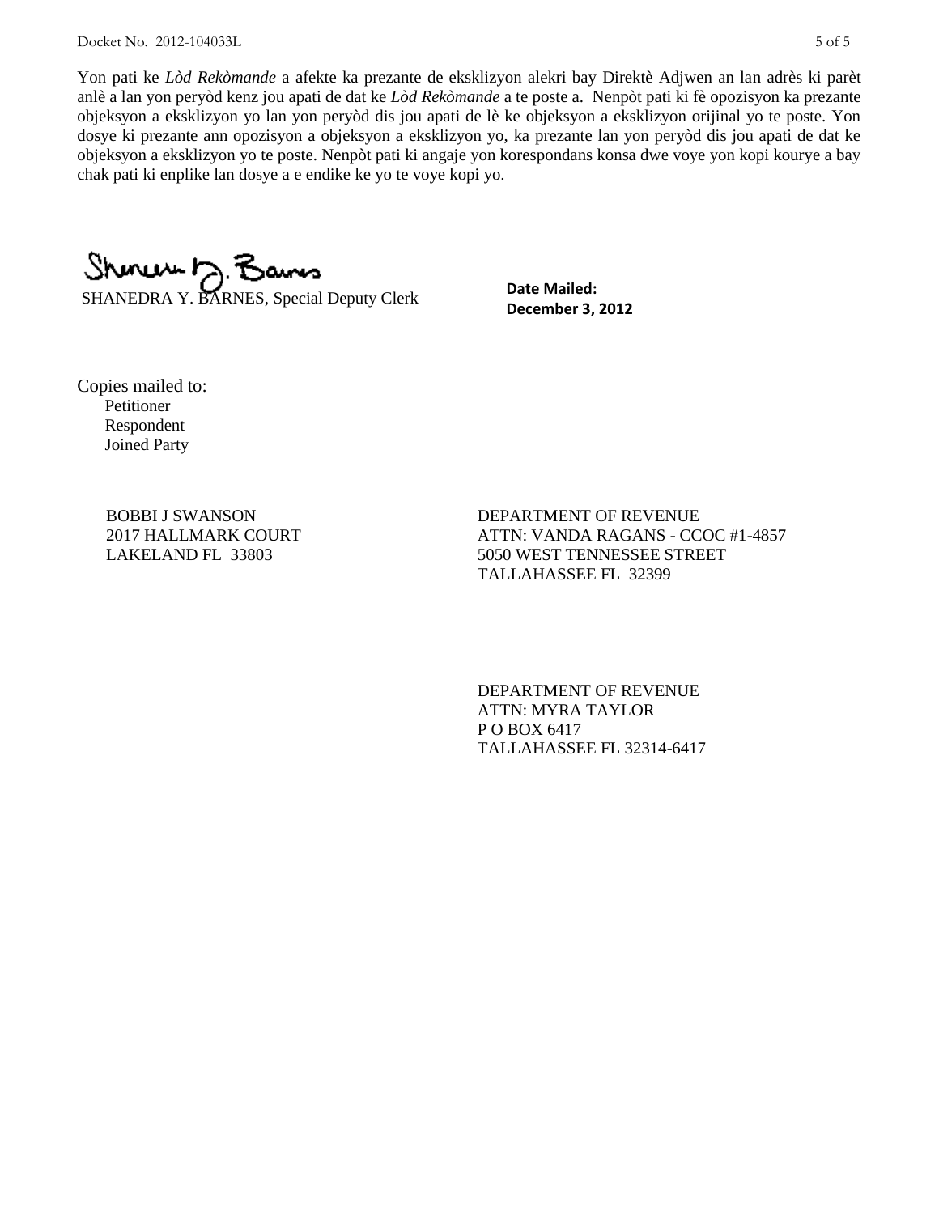Yon pati ke *Lòd Rekòmande* a afekte ka prezante de eksklizyon alekri bay Direktè Adjwen an lan adrès ki parèt anlè a lan yon peryòd kenz jou apati de dat ke *Lòd Rekòmande* a te poste a. Nenpòt pati ki fè opozisyon ka prezante objeksyon a eksklizyon yo lan yon peryòd dis jou apati de lè ke objeksyon a eksklizyon orijinal yo te poste. Yon dosye ki prezante ann opozisyon a objeksyon a eksklizyon yo, ka prezante lan yon peryòd dis jou apati de dat ke objeksyon a eksklizyon yo te poste. Nenpòt pati ki angaje yon korespondans konsa dwe voye yon kopi kourye a bay chak pati ki enplike lan dosye a e endike ke yo te voye kopi yo.

SHANEDRA Y. BARNES, Special Deputy Clerk

**Date Mailed:**
**December 3, 2012**

Copies mailed to:
Petitioner
Respondent
Joined Party

BOBBI J SWANSON
2017 HALLMARK COURT
LAKELAND FL 33803

DEPARTMENT OF REVENUE
ATTN: VANDA RAGANS - CCOC #1-4857
5050 WEST TENNESSEE STREET
TALLAHASSEE FL 32399

DEPARTMENT OF REVENUE
ATTN: MYRA TAYLOR
P O BOX 6417
TALLAHASSEE FL 32314-6417